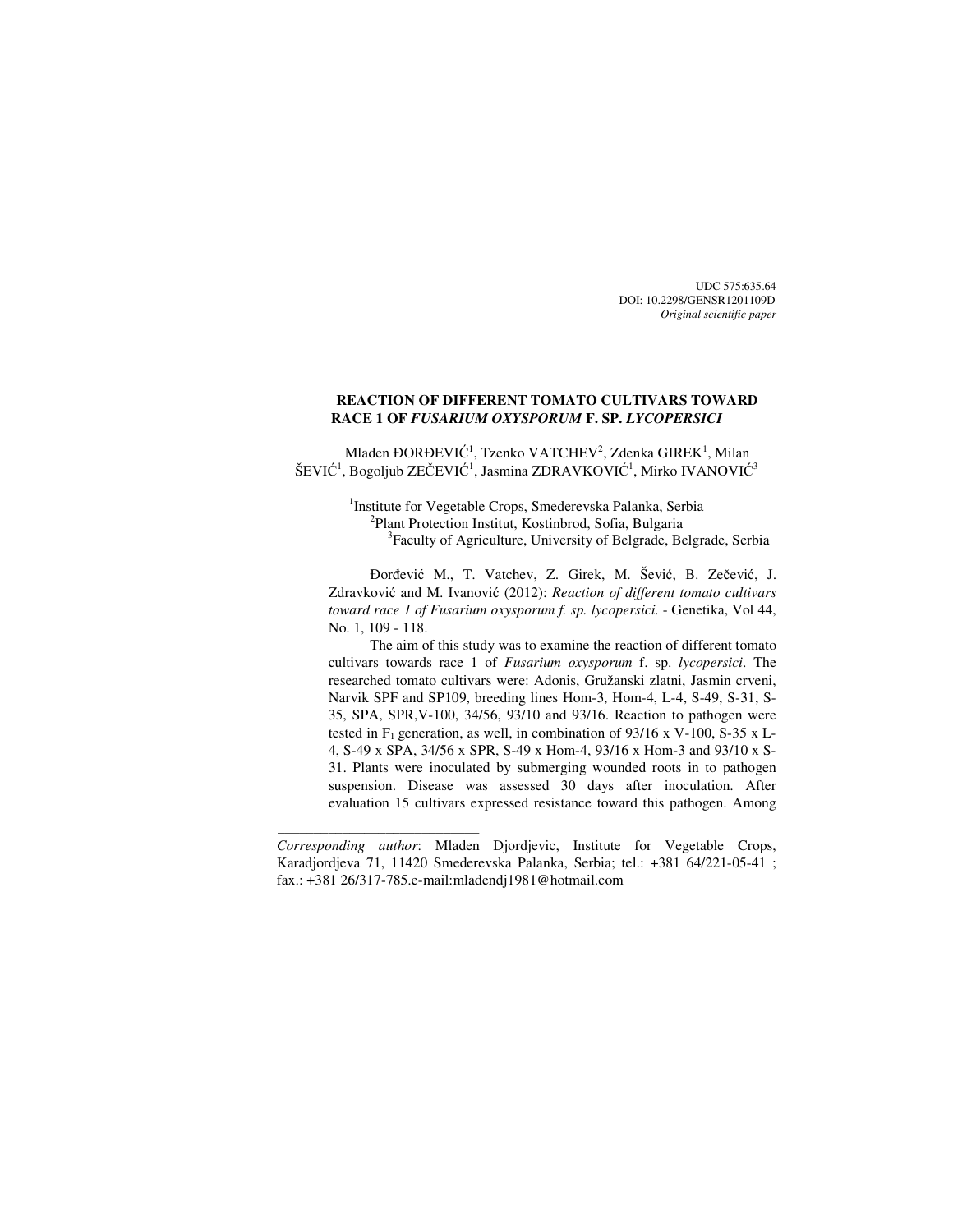UDC 575:635.64
DOI: 10.2298/GENSR1201109D
*Original scientific paper*

# REACTION OF DIFFERENT TOMATO CULTIVARS TOWARD RACE 1 OF *FUSARIUM OXYSPORUM* F. SP. *LYCOPERSICI*

Mladen ĐORĐEVIĆ[1], Tzenko VATCHEV[2], Zdenka GIREK[1], Milan ŠEVIĆ[1], Bogoljub ZEČEVIĆ[1], Jasmina ZDRAVKOVIĆ[1], Mirko IVANOVIĆ[3]

[1]Institute for Vegetable Crops, Smederevska Palanka, Serbia
[2]Plant Protection Institut, Kostinbrod, Sofia, Bulgaria
[3]Faculty of Agriculture, University of Belgrade, Belgrade, Serbia

Đorđević M., T. Vatchev, Z. Girek, M. Šević, B. Zečević, J. Zdravković and M. Ivanović (2012): *Reaction of different tomato cultivars toward race 1 of Fusarium oxysporum f. sp. lycopersici.* - Genetika, Vol 44, No. 1, 109 - 118.

The aim of this study was to examine the reaction of different tomato cultivars towards race 1 of *Fusarium oxysporum* f. sp. *lycopersici*. The researched tomato cultivars were: Adonis, Gružanski zlatni, Jasmin crveni, Narvik SPF and SP109, breeding lines Hom-3, Hom-4, L-4, S-49, S-31, S-35, SPA, SPR,V-100, 34/56, 93/10 and 93/16. Reaction to pathogen were tested in $F_1$ generation, as well, in combination of 93/16 x V-100, S-35 x L-4, S-49 x SPA, 34/56 x SPR, S-49 x Hom-4, 93/16 x Hom-3 and 93/10 x S-31. Plants were inoculated by submerging wounded roots in to pathogen suspension. Disease was assessed 30 days after inoculation. After evaluation 15 cultivars expressed resistance toward this pathogen. Among

---

*Corresponding author*: Mladen Djordjevic, Institute for Vegetable Crops, Karadjordjeva 71, 11420 Smederevska Palanka, Serbia; tel.: +381 64/221-05-41 ; fax.: +381 26/317-785.e-mail:mladendj1981@hotmail.com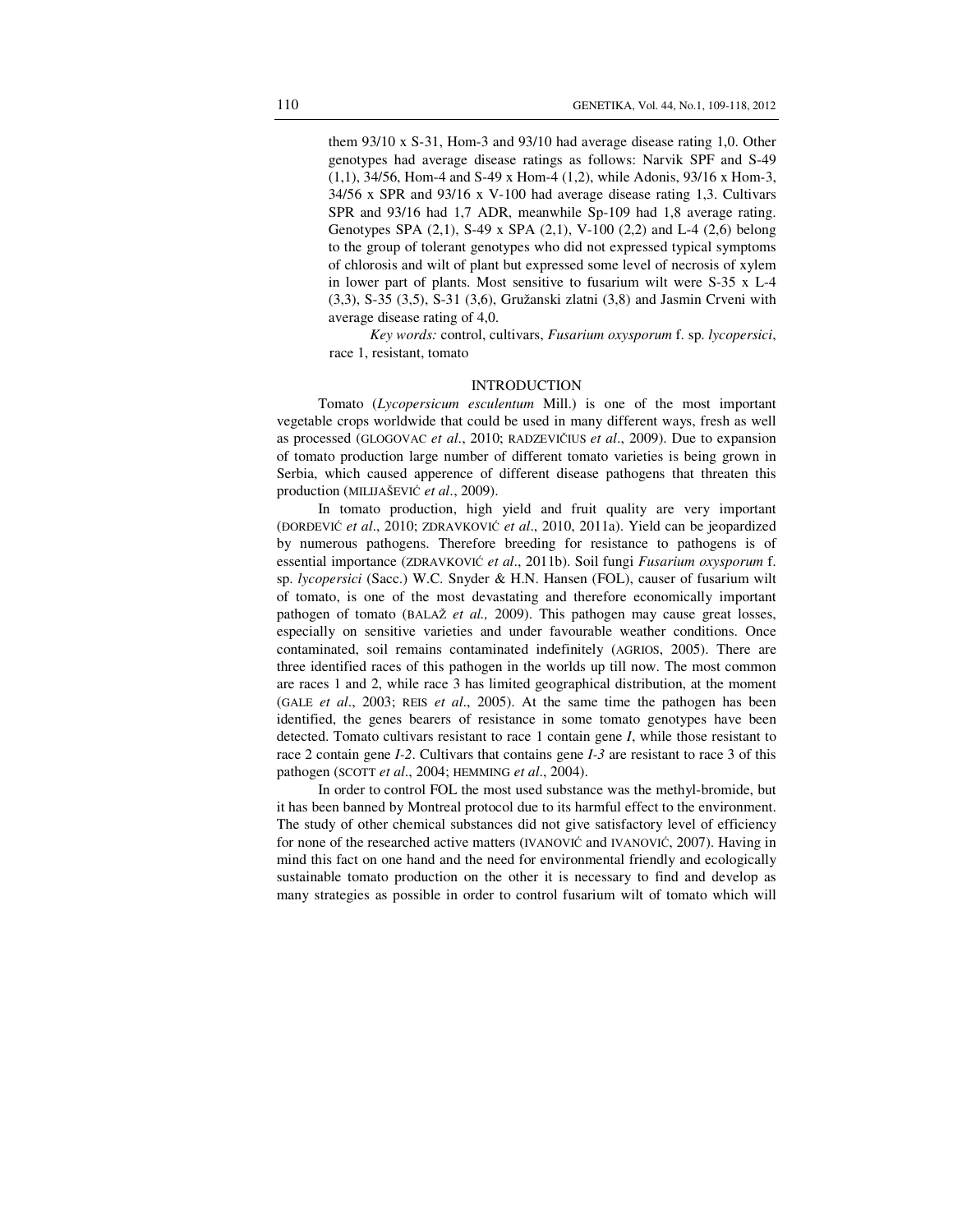them 93/10 x S-31, Hom-3 and 93/10 had average disease rating 1,0. Other genotypes had average disease ratings as follows: Narvik SPF and S-49 (1,1), 34/56, Hom-4 and S-49 x Hom-4 (1,2), while Adonis, 93/16 x Hom-3, 34/56 x SPR and 93/16 x V-100 had average disease rating 1,3. Cultivars SPR and 93/16 had 1,7 ADR, meanwhile Sp-109 had 1,8 average rating. Genotypes SPA (2,1), S-49 x SPA (2,1), V-100 (2,2) and L-4 (2,6) belong to the group of tolerant genotypes who did not expressed typical symptoms of chlorosis and wilt of plant but expressed some level of necrosis of xylem in lower part of plants. Most sensitive to fusarium wilt were S-35 x L-4 (3,3), S-35 (3,5), S-31 (3,6), Gružanski zlatni (3,8) and Jasmin Crveni with average disease rating of 4,0.

*Key words:* control, cultivars, *Fusarium oxysporum* f. sp. *lycopersici*, race 1, resistant, tomato

## INTRODUCTION

Tomato (*Lycopersicum esculentum* Mill.) is one of the most important vegetable crops worldwide that could be used in many different ways, fresh as well as processed (GLOGOVAC *et al*., 2010; RADZEVIČIUS *et al*., 2009). Due to expansion of tomato production large number of different tomato varieties is being grown in Serbia, which caused apperence of different disease pathogens that threaten this production (MILIJAŠEVIĆ *et al*., 2009).

In tomato production, high yield and fruit quality are very important (ĐORĐEVIĆ *et al*., 2010; ZDRAVKOVIĆ *et al*., 2010, 2011a). Yield can be jeopardized by numerous pathogens. Therefore breeding for resistance to pathogens is of essential importance (ZDRAVKOVIĆ *et al*., 2011b). Soil fungi *Fusarium oxysporum* f. sp. *lycopersici* (Sacc.) W.C. Snyder & H.N. Hansen (FOL), causer of fusarium wilt of tomato, is one of the most devastating and therefore economically important pathogen of tomato (BALAŽ *et al.,* 2009). This pathogen may cause great losses, especially on sensitive varieties and under favourable weather conditions. Once contaminated, soil remains contaminated indefinitely (AGRIOS, 2005). There are three identified races of this pathogen in the worlds up till now. The most common are races 1 and 2, while race 3 has limited geographical distribution, at the moment (GALE *et al*., 2003; REIS *et al*., 2005). At the same time the pathogen has been identified, the genes bearers of resistance in some tomato genotypes have been detected. Tomato cultivars resistant to race 1 contain gene *I*, while those resistant to race 2 contain gene *I-2*. Cultivars that contains gene *I-3* are resistant to race 3 of this pathogen (SCOTT *et al*., 2004; HEMMING *et al*., 2004).

In order to control FOL the most used substance was the methyl-bromide, but it has been banned by Montreal protocol due to its harmful effect to the environment. The study of other chemical substances did not give satisfactory level of efficiency for none of the researched active matters (IVANOVIĆ and IVANOVIĆ, 2007). Having in mind this fact on one hand and the need for environmental friendly and ecologically sustainable tomato production on the other it is necessary to find and develop as many strategies as possible in order to control fusarium wilt of tomato which will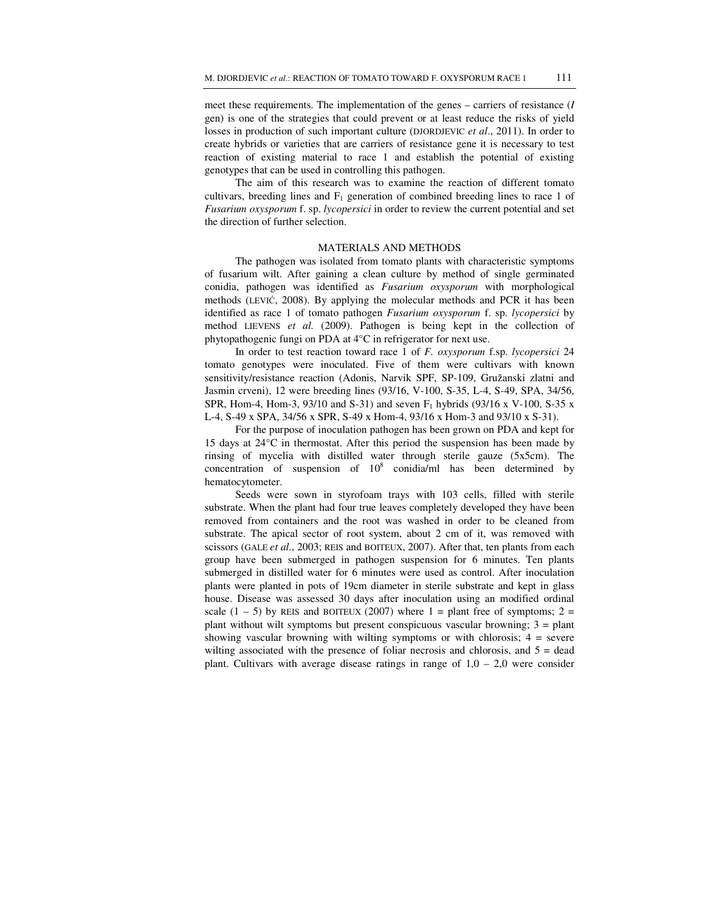meet these requirements. The implementation of the genes – carriers of resistance (*I* gen) is one of the strategies that could prevent or at least reduce the risks of yield losses in production of such important culture (DJORDJEVIC *et al*., 2011). In order to create hybrids or varieties that are carriers of resistance gene it is necessary to test reaction of existing material to race 1 and establish the potential of existing genotypes that can be used in controlling this pathogen.

The aim of this research was to examine the reaction of different tomato cultivars, breeding lines and $F_1$ generation of combined breeding lines to race 1 of *Fusarium oxysporum* f. sp. *lycopersici* in order to review the current potential and set the direction of further selection.

## MATERIALS AND METHODS

The pathogen was isolated from tomato plants with characteristic symptoms of fusarium wilt. After gaining a clean culture by method of single germinated conidia, pathogen was identified as *Fusarium oxysporum* with morphological methods (LEVIĆ, 2008). By applying the molecular methods and PCR it has been identified as race 1 of tomato pathogen *Fusarium oxysporum* f. sp. *lycopersici* by method LIEVENS *et al.* (2009). Pathogen is being kept in the collection of phytopathogenic fungi on PDA at 4°C in refrigerator for next use.

In order to test reaction toward race 1 of *F. oxysporum* f.sp. *lycopersici* 24 tomato genotypes were inoculated. Five of them were cultivars with known sensitivity/resistance reaction (Adonis, Narvik SPF, SP-109, Gružanski zlatni and Jasmin crveni), 12 were breeding lines (93/16, V-100, S-35, L-4, S-49, SPA, 34/56, SPR, Hom-4, Hom-3, 93/10 and S-31) and seven $F_1$ hybrids (93/16 x V-100, S-35 x L-4, S-49 x SPA, 34/56 x SPR, S-49 x Hom-4, 93/16 x Hom-3 and 93/10 x S-31).

For the purpose of inoculation pathogen has been grown on PDA and kept for 15 days at 24°C in thermostat. After this period the suspension has been made by rinsing of mycelia with distilled water through sterile gauze (5x5cm). The concentration of suspension of $10^8$ conidia/ml has been determined by hematocytometer.

Seeds were sown in styrofoam trays with 103 cells, filled with sterile substrate. When the plant had four true leaves completely developed they have been removed from containers and the root was washed in order to be cleaned from substrate. The apical sector of root system, about 2 cm of it, was removed with scissors (GALE *et al*., 2003; REIS and BOITEUX, 2007). After that, ten plants from each group have been submerged in pathogen suspension for 6 minutes. Ten plants submerged in distilled water for 6 minutes were used as control. After inoculation plants were planted in pots of 19cm diameter in sterile substrate and kept in glass house. Disease was assessed 30 days after inoculation using an modified ordinal scale (1 – 5) by REIS and BOITEUX (2007) where 1 = plant free of symptoms; 2 = plant without wilt symptoms but present conspicuous vascular browning; 3 = plant showing vascular browning with wilting symptoms or with chlorosis; 4 = severe wilting associated with the presence of foliar necrosis and chlorosis, and 5 = dead plant. Cultivars with average disease ratings in range of 1,0 – 2,0 were consider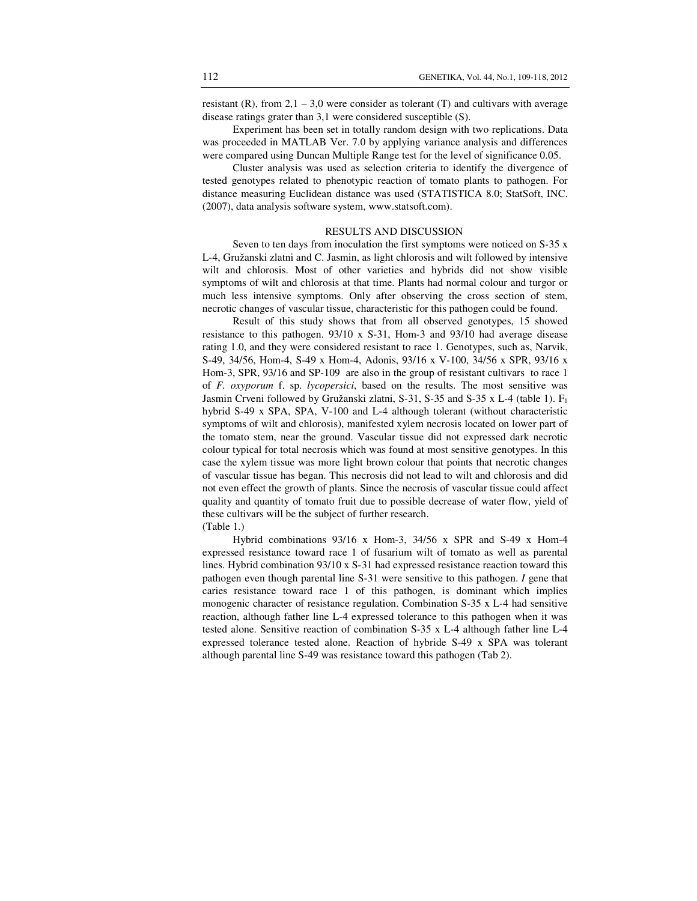resistant (R), from 2,1 – 3,0 were consider as tolerant (T) and cultivars with average disease ratings grater than 3,1 were considered susceptible (S).

Experiment has been set in totally random design with two replications. Data was proceeded in MATLAB Ver. 7.0 by applying variance analysis and differences were compared using Duncan Multiple Range test for the level of significance 0.05.

Cluster analysis was used as selection criteria to identify the divergence of tested genotypes related to phenotypic reaction of tomato plants to pathogen. For distance measuring Euclidean distance was used (STATISTICA 8.0; StatSoft, INC. (2007), data analysis software system, www.statsoft.com).

## RESULTS AND DISCUSSION

Seven to ten days from inoculation the first symptoms were noticed on S-35 x L-4, Gružanski zlatni and C. Jasmin, as light chlorosis and wilt followed by intensive wilt and chlorosis. Most of other varieties and hybrids did not show visible symptoms of wilt and chlorosis at that time. Plants had normal colour and turgor or much less intensive symptoms. Only after observing the cross section of stem, necrotic changes of vascular tissue, characteristic for this pathogen could be found.

Result of this study shows that from all observed genotypes, 15 showed resistance to this pathogen. 93/10 x S-31, Hom-3 and 93/10 had average disease rating 1.0, and they were considered resistant to race 1. Genotypes, such as, Narvik, S-49, 34/56, Hom-4, S-49 x Hom-4, Adonis, 93/16 x V-100, 34/56 x SPR, 93/16 x Hom-3, SPR, 93/16 and SP-109 are also in the group of resistant cultivars to race 1 of *F. oxyporum* f. sp. *lycopersici*, based on the results. The most sensitive was Jasmin Crveni followed by Gružanski zlatni, S-31, S-35 and S-35 x L-4 (table 1). $F_1$ hybrid S-49 x SPA, SPA, V-100 and L-4 although tolerant (without characteristic symptoms of wilt and chlorosis), manifested xylem necrosis located on lower part of the tomato stem, near the ground. Vascular tissue did not expressed dark necrotic colour typical for total necrosis which was found at most sensitive genotypes. In this case the xylem tissue was more light brown colour that points that necrotic changes of vascular tissue has began. This necrosis did not lead to wilt and chlorosis and did not even effect the growth of plants. Since the necrosis of vascular tissue could affect quality and quantity of tomato fruit due to possible decrease of water flow, yield of these cultivars will be the subject of further research.
(Table 1.)

Hybrid combinations 93/16 x Hom-3, 34/56 x SPR and S-49 x Hom-4 expressed resistance toward race 1 of fusarium wilt of tomato as well as parental lines. Hybrid combination 93/10 x S-31 had expressed resistance reaction toward this pathogen even though parental line S-31 were sensitive to this pathogen. *I* gene that caries resistance toward race 1 of this pathogen, is dominant which implies monogenic character of resistance regulation. Combination S-35 x L-4 had sensitive reaction, although father line L-4 expressed tolerance to this pathogen when it was tested alone. Sensitive reaction of combination S-35 x L-4 although father line L-4 expressed tolerance tested alone. Reaction of hybride S-49 x SPA was tolerant although parental line S-49 was resistance toward this pathogen (Tab 2).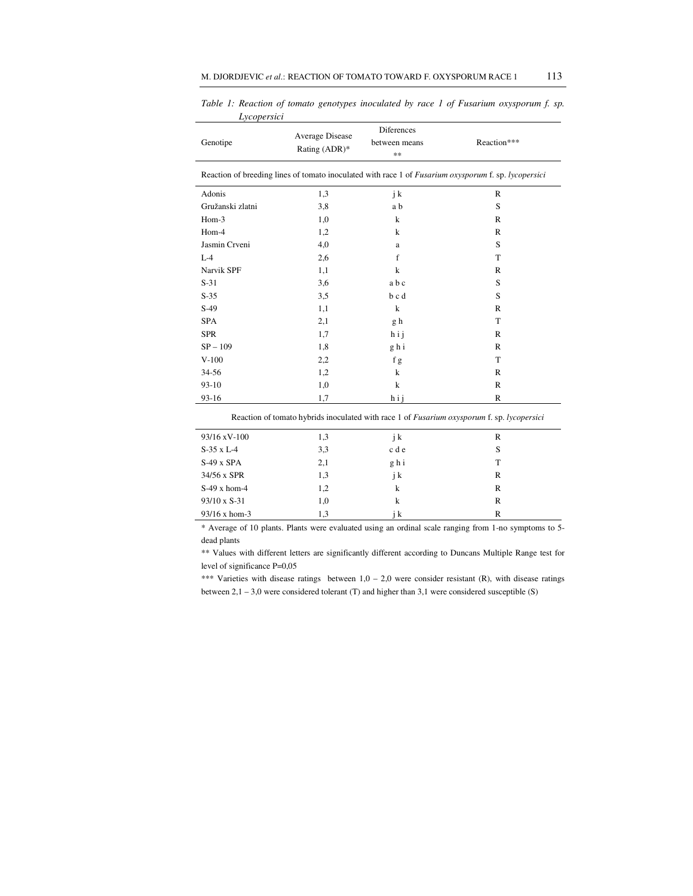*Table 1: Reaction of tomato genotypes inoculated by race 1 of Fusarium oxysporum f. sp. Lycopersici*

| Genotipe | Average Disease Rating (ADR)* | Diferences between means ** | Reaction*** |
|---|---|---|---|
| Reaction of breeding lines of tomato inoculated with race 1 of *Fusarium oxysporum* f. sp. *lycopersici* | | | |
| Adonis | 1,3 | j k | R |
| Gružanski zlatni | 3,8 | a b | S |
| Hom-3 | 1,0 | k | R |
| Hom-4 | 1,2 | k | R |
| Jasmin Crveni | 4,0 | a | S |
| L-4 | 2,6 | f | T |
| Narvik SPF | 1,1 | k | R |
| S-31 | 3,6 | a b c | S |
| S-35 | 3,5 | b c d | S |
| S-49 | 1,1 | k | R |
| SPA | 2,1 | g h | T |
| SPR | 1,7 | h i j | R |
| SP – 109 | 1,8 | g h i | R |
| V-100 | 2,2 | f g | T |
| 34-56 | 1,2 | k | R |
| 93-10 | 1,0 | k | R |
| 93-16 | 1,7 | h i j | R |
| Reaction of tomato hybrids inoculated with race 1 of *Fusarium oxysporum* f. sp. *lycopersici* | | | |
| 93/16 xV-100 | 1,3 | j k | R |
| S-35 x L-4 | 3,3 | c d e | S |
| S-49 x SPA | 2,1 | g h i | T |
| 34/56 x SPR | 1,3 | j k | R |
| S-49 x hom-4 | 1,2 | k | R |
| 93/10 x S-31 | 1,0 | k | R |
| 93/16 x hom-3 | 1,3 | j k | R |

* Average of 10 plants. Plants were evaluated using an ordinal scale ranging from 1-no symptoms to 5-dead plants

** Values with different letters are significantly different according to Duncans Multiple Range test for level of significance P=0,05

*** Varieties with disease ratings between 1,0 – 2,0 were consider resistant (R), with disease ratings between 2,1 – 3,0 were considered tolerant (T) and higher than 3,1 were considered susceptible (S)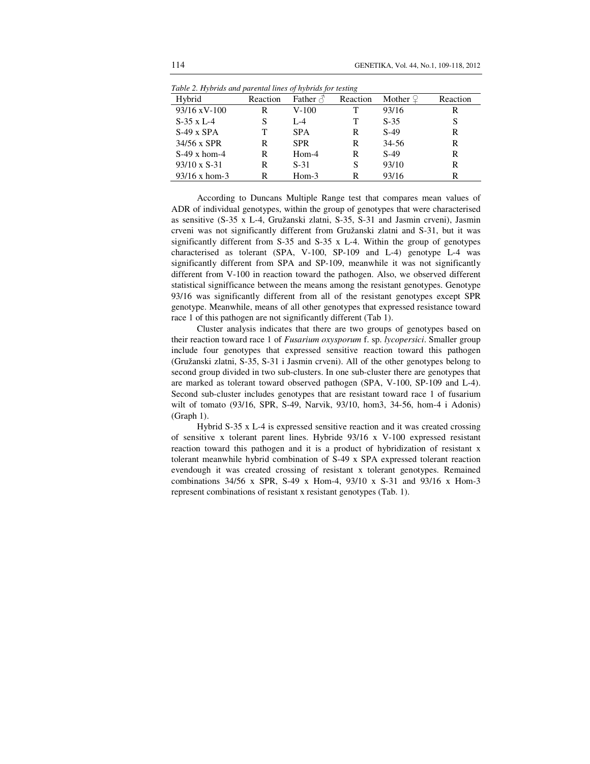*Table 2. Hybrids and parental lines of hybrids for testing*

| Hybrid | Reaction | Father ♂ | Reaction | Mother ♀ | Reaction |
|---|---|---|---|---|---|
| 93/16 xV-100 | R | V-100 | T | 93/16 | R |
| S-35 x L-4 | S | L-4 | T | S-35 | S |
| S-49 x SPA | T | SPA | R | S-49 | R |
| 34/56 x SPR | R | SPR | R | 34-56 | R |
| S-49 x hom-4 | R | Hom-4 | R | S-49 | R |
| 93/10 x S-31 | R | S-31 | S | 93/10 | R |
| 93/16 x hom-3 | R | Hom-3 | R | 93/16 | R |

According to Duncans Multiple Range test that compares mean values of ADR of individual genotypes, within the group of genotypes that were characterised as sensitive (S-35 x L-4, Gružanski zlatni, S-35, S-31 and Jasmin crveni), Jasmin crveni was not significantly different from Gružanski zlatni and S-31, but it was significantly different from S-35 and S-35 x L-4. Within the group of genotypes characterised as tolerant (SPA, V-100, SP-109 and L-4) genotype L-4 was significantly different from SPA and SP-109, meanwhile it was not significantly different from V-100 in reaction toward the pathogen. Also, we observed different statistical signifficance between the means among the resistant genotypes. Genotype 93/16 was significantly different from all of the resistant genotypes except SPR genotype. Meanwhile, means of all other genotypes that expressed resistance toward race 1 of this pathogen are not significantly different (Tab 1).

Cluster analysis indicates that there are two groups of genotypes based on their reaction toward race 1 of *Fusarium oxysporum* f. sp. *lycopersici*. Smaller group include four genotypes that expressed sensitive reaction toward this pathogen (Gružanski zlatni, S-35, S-31 i Jasmin crveni). All of the other genotypes belong to second group divided in two sub-clusters. In one sub-cluster there are genotypes that are marked as tolerant toward observed pathogen (SPA, V-100, SP-109 and L-4). Second sub-cluster includes genotypes that are resistant toward race 1 of fusarium wilt of tomato (93/16, SPR, S-49, Narvik, 93/10, hom3, 34-56, hom-4 i Adonis) (Graph 1).

Hybrid S-35 x L-4 is expressed sensitive reaction and it was created crossing of sensitive x tolerant parent lines. Hybride 93/16 x V-100 expressed resistant reaction toward this pathogen and it is a product of hybridization of resistant x tolerant meanwhile hybrid combination of S-49 x SPA expressed tolerant reaction evendough it was created crossing of resistant x tolerant genotypes. Remained combinations 34/56 x SPR, S-49 x Hom-4, 93/10 x S-31 and 93/16 x Hom-3 represent combinations of resistant x resistant genotypes (Tab. 1).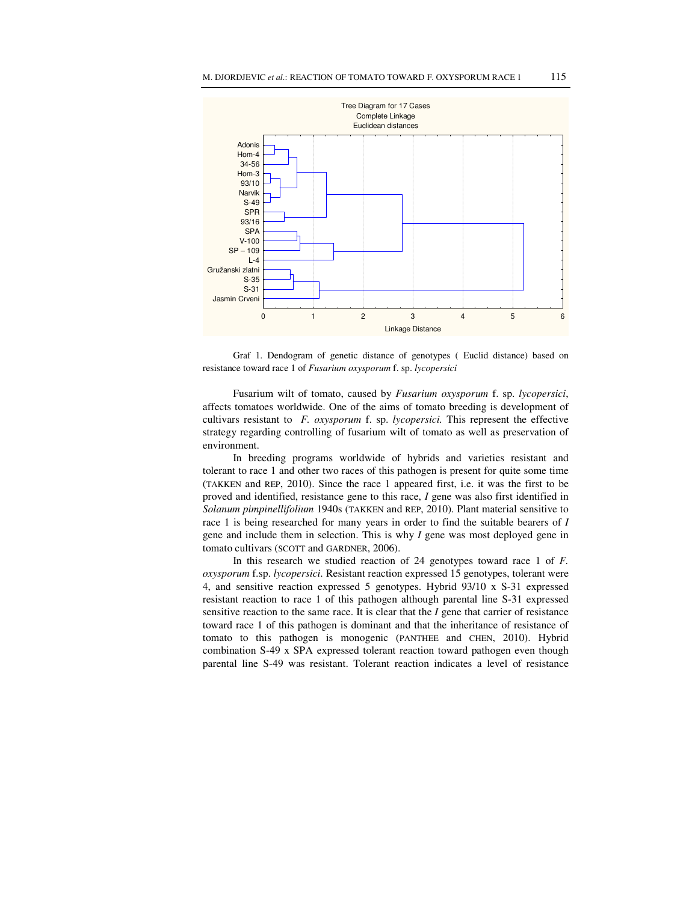Graf 1. Dendogram of genetic distance of genotypes ( Euclid distance) based on resistance toward race 1 of *Fusarium oxysporum* f. sp. *lycopersici*

Fusarium wilt of tomato, caused by *Fusarium oxysporum* f. sp. *lycopersici*, affects tomatoes worldwide. One of the aims of tomato breeding is development of cultivars resistant to *F. oxysporum* f. sp. *lycopersici.* This represent the effective strategy regarding controlling of fusarium wilt of tomato as well as preservation of environment.

In breeding programs worldwide of hybrids and varieties resistant and tolerant to race 1 and other two races of this pathogen is present for quite some time (TAKKEN and REP, 2010). Since the race 1 appeared first, i.e. it was the first to be proved and identified, resistance gene to this race, *I* gene was also first identified in *Solanum pimpinellifolium* 1940s (TAKKEN and REP, 2010). Plant material sensitive to race 1 is being researched for many years in order to find the suitable bearers of *I* gene and include them in selection. This is why *I* gene was most deployed gene in tomato cultivars (SCOTT and GARDNER, 2006).

In this research we studied reaction of 24 genotypes toward race 1 of *F. oxysporum* f.sp. *lycopersici*. Resistant reaction expressed 15 genotypes, tolerant were 4, and sensitive reaction expressed 5 genotypes. Hybrid 93/10 x S-31 expressed resistant reaction to race 1 of this pathogen although parental line S-31 expressed sensitive reaction to the same race. It is clear that the *I* gene that carrier of resistance toward race 1 of this pathogen is dominant and that the inheritance of resistance of tomato to this pathogen is monogenic (PANTHEE and CHEN, 2010). Hybrid combination S-49 x SPA expressed tolerant reaction toward pathogen even though parental line S-49 was resistant. Tolerant reaction indicates a level of resistance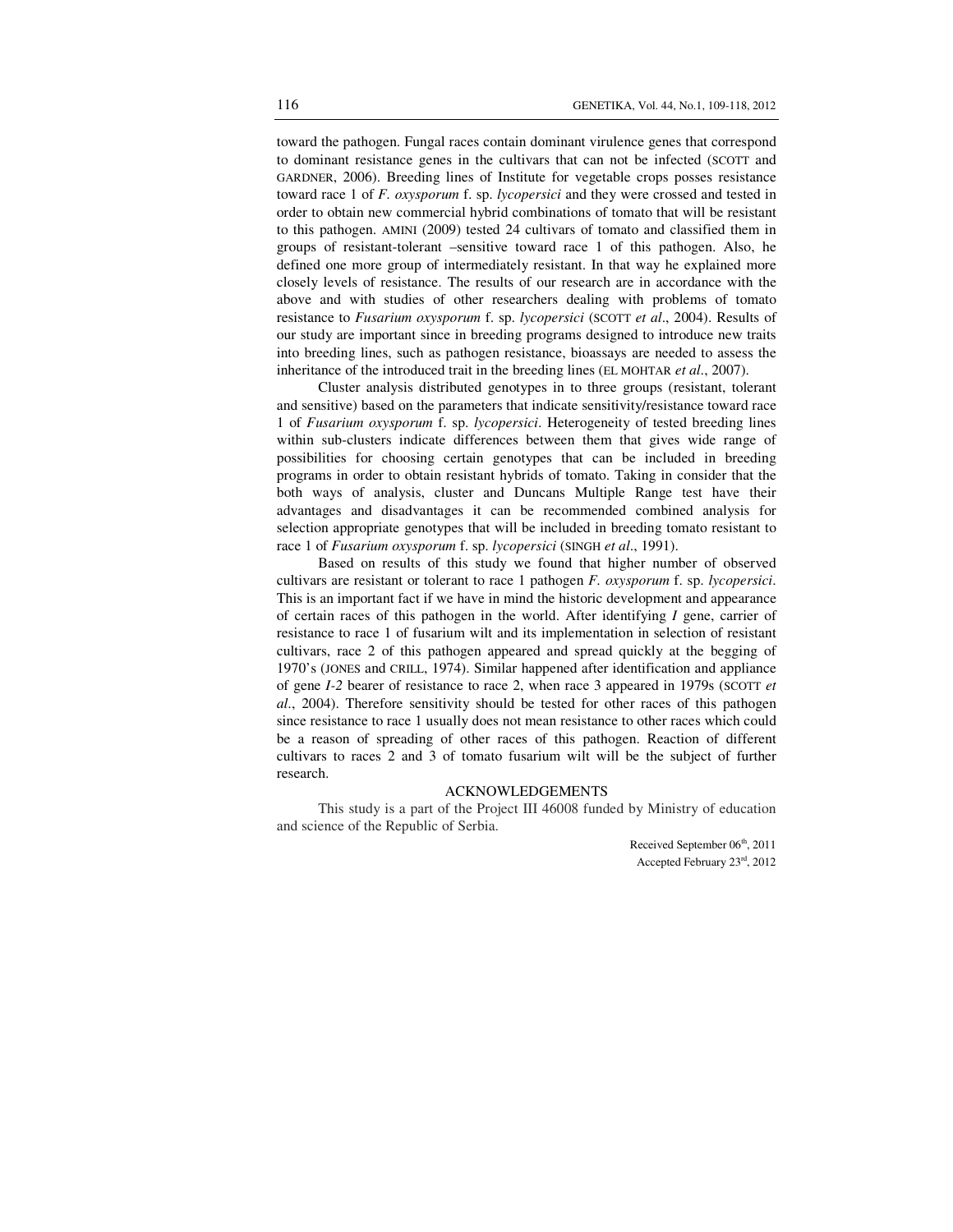toward the pathogen. Fungal races contain dominant virulence genes that correspond to dominant resistance genes in the cultivars that can not be infected (SCOTT and GARDNER, 2006). Breeding lines of Institute for vegetable crops posses resistance toward race 1 of *F. oxysporum* f. sp. *lycopersici* and they were crossed and tested in order to obtain new commercial hybrid combinations of tomato that will be resistant to this pathogen. AMINI (2009) tested 24 cultivars of tomato and classified them in groups of resistant-tolerant –sensitive toward race 1 of this pathogen. Also, he defined one more group of intermediately resistant. In that way he explained more closely levels of resistance. The results of our research are in accordance with the above and with studies of other researchers dealing with problems of tomato resistance to *Fusarium oxysporum* f. sp. *lycopersici* (SCOTT *et al*., 2004). Results of our study are important since in breeding programs designed to introduce new traits into breeding lines, such as pathogen resistance, bioassays are needed to assess the inheritance of the introduced trait in the breeding lines (EL MOHTAR *et al*., 2007).

Cluster analysis distributed genotypes in to three groups (resistant, tolerant and sensitive) based on the parameters that indicate sensitivity/resistance toward race 1 of *Fusarium oxysporum* f. sp. *lycopersici*. Heterogeneity of tested breeding lines within sub-clusters indicate differences between them that gives wide range of possibilities for choosing certain genotypes that can be included in breeding programs in order to obtain resistant hybrids of tomato. Taking in consider that the both ways of analysis, cluster and Duncans Multiple Range test have their advantages and disadvantages it can be recommended combined analysis for selection appropriate genotypes that will be included in breeding tomato resistant to race 1 of *Fusarium oxysporum* f. sp. *lycopersici* (SINGH *et al*., 1991).

Based on results of this study we found that higher number of observed cultivars are resistant or tolerant to race 1 pathogen *F. oxysporum* f. sp. *lycopersici*. This is an important fact if we have in mind the historic development and appearance of certain races of this pathogen in the world. After identifying *I* gene, carrier of resistance to race 1 of fusarium wilt and its implementation in selection of resistant cultivars, race 2 of this pathogen appeared and spread quickly at the begging of 1970's (JONES and CRILL, 1974). Similar happened after identification and appliance of gene *I-2* bearer of resistance to race 2, when race 3 appeared in 1979s (SCOTT *et al*., 2004). Therefore sensitivity should be tested for other races of this pathogen since resistance to race 1 usually does not mean resistance to other races which could be a reason of spreading of other races of this pathogen. Reaction of different cultivars to races 2 and 3 of tomato fusarium wilt will be the subject of further research.

## ACKNOWLEDGEMENTS

This study is a part of the Project III 46008 funded by Ministry of education and science of the Republic of Serbia.

Received September 06th, 2011
Accepted February 23rd, 2012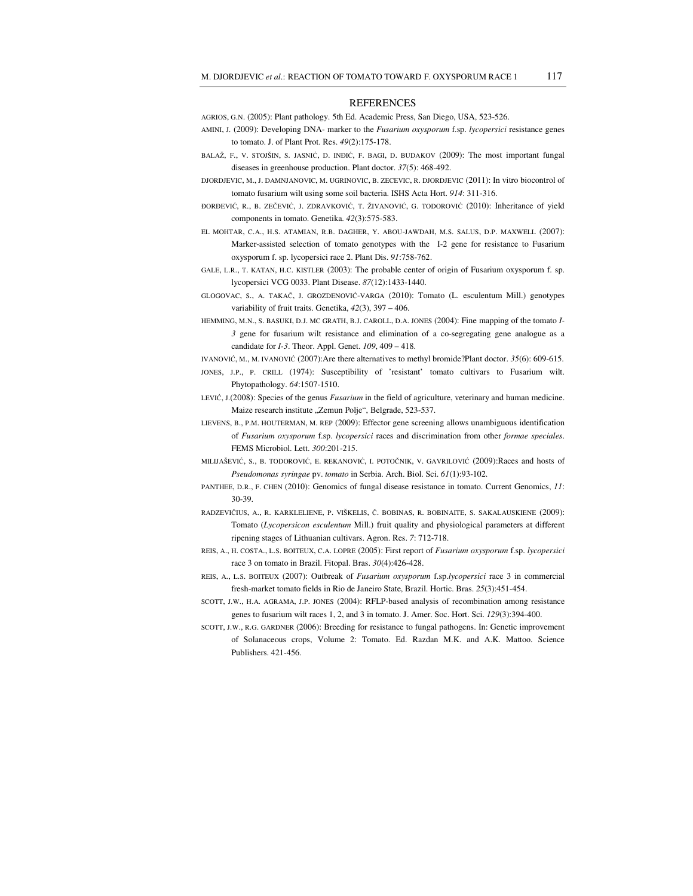## REFERENCES

AGRIOS, G.N. (2005): Plant pathology. 5th Ed. Academic Press, San Diego, USA, 523-526.

AMINI, J. (2009): Developing DNA- marker to the *Fusarium oxysporum* f.sp. *lycopersici* resistance genes to tomato. J. of Plant Prot. Res. *49*(2):175-178.

BALAŽ, F., V. STOJŠIN, S. JASNIĆ, D. INĐIĆ, F. BAGI, D. BUDAKOV (2009): The most important fungal diseases in greenhouse production. Plant doctor. *37*(5): 468-492.

DJORDJEVIC, M., J. DAMNJANOVIC, M. UGRINOVIC, B. ZECEVIC, R. DJORDJEVIC (2011): In vitro biocontrol of tomato fusarium wilt using some soil bacteria. ISHS Acta Hort. *914*: 311-316.

ĐORĐEVIĆ, R., B. ZEČEVIĆ, J. ZDRAVKOVIĆ, T. ŽIVANOVIĆ, G. TODOROVIĆ (2010): Inheritance of yield components in tomato. Genetika. *42*(3):575-583.

EL MOHTAR, C.A., H.S. ATAMIAN, R.B. DAGHER, Y. ABOU-JAWDAH, M.S. SALUS, D.P. MAXWELL (2007): Marker-assisted selection of tomato genotypes with the I-2 gene for resistance to Fusarium oxysporum f. sp. lycopersici race 2. Plant Dis. *91*:758-762.

GALE, L.R., T. KATAN, H.C. KISTLER (2003): The probable center of origin of Fusarium oxysporum f. sp. lycopersici VCG 0033. Plant Disease. *87*(12):1433-1440.

GLOGOVAC, S., A. TAKAČ, J. GROZDENOVIĆ-VARGA (2010): Tomato (L. esculentum Mill.) genotypes variability of fruit traits. Genetika, *42*(3), 397 – 406.

HEMMING, M.N., S. BASUKI, D.J. MC GRATH, B.J. CAROLL, D.A. JONES (2004): Fine mapping of the tomato *I-3* gene for fusarium wilt resistance and elimination of a co-segregating gene analogue as a candidate for *I-3*. Theor. Appl. Genet. *109*, 409 – 418.

IVANOVIĆ, M., M. IVANOVIĆ (2007):Are there alternatives to methyl bromide?Plant doctor. *35*(6): 609-615.

JONES, J.P., P. CRILL (1974): Susceptibility of 'resistant' tomato cultivars to Fusarium wilt. Phytopathology. *64*:1507-1510.

LEVIĆ, J.(2008): Species of the genus *Fusarium* in the field of agriculture, veterinary and human medicine. Maize research institute „Zemun Polje", Belgrade, 523-537.

LIEVENS, B., P.M. HOUTERMAN, M. REP (2009): Effector gene screening allows unambiguous identification of *Fusarium oxysporum* f.sp. *lycopersici* races and discrimination from other *formae speciales*. FEMS Microbiol. Lett. *300*:201-215.

MILIJAŠEVIĆ, S., B. TODOROVIĆ, E. REKANOVIĆ, I. POTOČNIK, V. GAVRILOVIĆ (2009):Races and hosts of *Pseudomonas syringae* pv. *tomato* in Serbia. Arch. Biol. Sci. *61*(1):93-102.

PANTHEE, D.R., F. CHEN (2010): Genomics of fungal disease resistance in tomato. Current Genomics, *11*: 30-39.

RADZEVIČIUS, A., R. KARKLELIENE, P. VIŠKELIS, Č. BOBINAS, R. BOBINAITE, S. SAKALAUSKIENE (2009): Tomato (*Lycopersicon esculentum* Mill.) fruit quality and physiological parameters at different ripening stages of Lithuanian cultivars. Agron. Res. *7*: 712-718.

REIS, A., H. COSTA, L.S. BOITEUX, C.A. LOPRE (2005): First report of *Fusarium oxysporum* f.sp. *lycopersici* race 3 on tomato in Brazil. Fitopal. Bras. *30*(4):426-428.

REIS, A., L.S. BOITEUX (2007): Outbreak of *Fusarium oxysporum* f.sp.*lycopersici* race 3 in commercial fresh-market tomato fields in Rio de Janeiro State, Brazil. Hortic. Bras. *25*(3):451-454.

SCOTT, J.W., H.A. AGRAMA, J.P. JONES (2004): RFLP-based analysis of recombination among resistance genes to fusarium wilt races 1, 2, and 3 in tomato. J. Amer. Soc. Hort. Sci. *129*(3):394-400.

SCOTT, J.W., R.G. GARDNER (2006): Breeding for resistance to fungal pathogens. In: Genetic improvement of Solanaceous crops, Volume 2: Tomato. Ed. Razdan M.K. and A.K. Mattoo. Science Publishers. 421-456.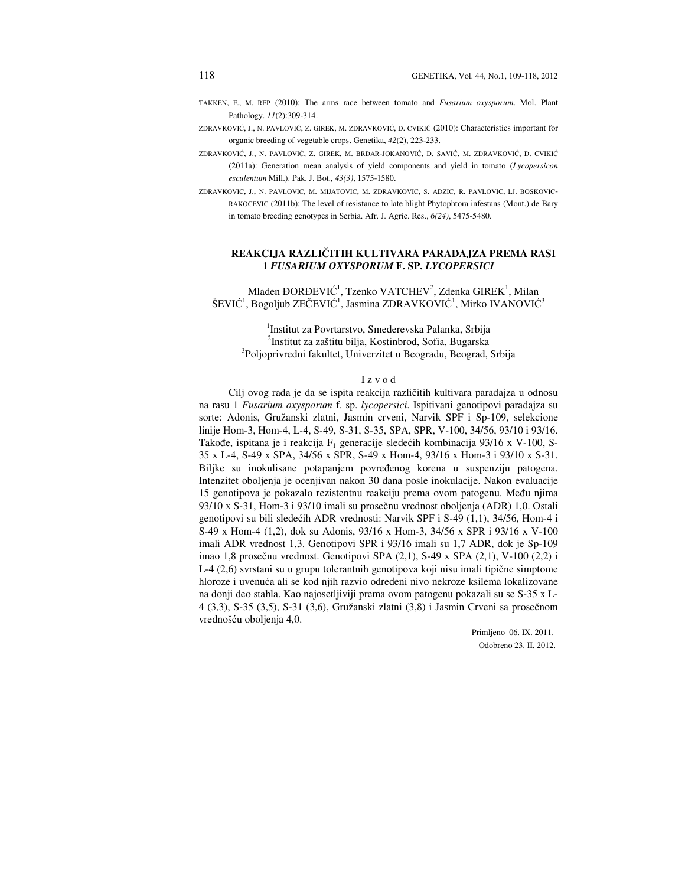TAKKEN, F., M. REP (2010): The arms race between tomato and *Fusarium oxysporum*. Mol. Plant Pathology. *11*(2):309-314.

ZDRAVKOVIĆ, J., N. PAVLOVIĆ, Z. GIREK, M. ZDRAVKOVIĆ, D. CVIKIĆ (2010): Characteristics important for organic breeding of vegetable crops. Genetika, *42*(2), 223-233.

ZDRAVKOVIĆ, J., N. PAVLOVIĆ, Z. GIREK, M. BRDAR-JOKANOVIĆ, D. SAVIĆ, M. ZDRAVKOVIĆ, D. CVIKIĆ (2011a): Generation mean analysis of yield components and yield in tomato (*Lycopersicon esculentum* Mill.). Pak. J. Bot., *43(3)*, 1575-1580.

ZDRAVKOVIC, J., N. PAVLOVIC, M. MIJATOVIC, M. ZDRAVKOVIC, S. ADZIC, R. PAVLOVIC, LJ. BOSKOVIC-RAKOCEVIC (2011b): The level of resistance to late blight Phytophtora infestans (Mont.) de Bary in tomato breeding genotypes in Serbia. Afr. J. Agric. Res., *6(24)*, 5475-5480.

## REAKCIJA RAZLIČITIH KULTIVARA PARADAJZA PREMA RASI 1 *FUSARIUM OXYSPORUM* F. SP. *LYCOPERSICI*

Mladen ĐORĐEVIĆ[1], Tzenko VATCHEV[2], Zdenka GIREK[1], Milan ŠEVIĆ[1], Bogoljub ZEČEVIĆ[1], Jasmina ZDRAVKOVIĆ[1], Mirko IVANOVIĆ[3]

[1]Institut za Povrtarstvo, Smederevska Palanka, Srbija
[2]Institut za zaštitu bilja, Kostinbrod, Sofia, Bugarska
[3]Poljoprivredni fakultet, Univerzitet u Beogradu, Beograd, Srbija

I z v o d

Cilj ovog rada je da se ispita reakcija različitih kultivara paradajza u odnosu na rasu 1 *Fusarium oxysporum* f. sp. *lycopersici*. Ispitivani genotipovi paradajza su sorte: Adonis, Gružanski zlatni, Jasmin crveni, Narvik SPF i Sp-109, selekcione linije Hom-3, Hom-4, L-4, S-49, S-31, S-35, SPA, SPR, V-100, 34/56, 93/10 i 93/16. Takođe, ispitana je i reakcija $F_1$ generacije sledećih kombinacija 93/16 x V-100, S-35 x L-4, S-49 x SPA, 34/56 x SPR, S-49 x Hom-4, 93/16 x Hom-3 i 93/10 x S-31. Biljke su inokulisane potapanjem povređenog korena u suspenziju patogena. Intenzitet oboljenja je ocenjivan nakon 30 dana posle inokulacije. Nakon evaluacije 15 genotipova je pokazalo rezistentnu reakciju prema ovom patogenu. Među njima 93/10 x S-31, Hom-3 i 93/10 imali su prosečnu vrednost oboljenja (ADR) 1,0. Ostali genotipovi su bili sledećih ADR vrednosti: Narvik SPF i S-49 (1,1), 34/56, Hom-4 i S-49 x Hom-4 (1,2), dok su Adonis, 93/16 x Hom-3, 34/56 x SPR i 93/16 x V-100 imali ADR vrednost 1,3. Genotipovi SPR i 93/16 imali su 1,7 ADR, dok je Sp-109 imao 1,8 prosečnu vrednost. Genotipovi SPA (2,1), S-49 x SPA (2,1), V-100 (2,2) i L-4 (2,6) svrstani su u grupu tolerantnih genotipova koji nisu imali tipične simptome hloroze i uvenuća ali se kod njih razvio određeni nivo nekroze ksilema lokalizovane na donji deo stabla. Kao najosetljiviji prema ovom patogenu pokazali su se S-35 x L-4 (3,3), S-35 (3,5), S-31 (3,6), Gružanski zlatni (3,8) i Jasmin Crveni sa prosečnom vrednošću oboljenja 4,0.

Primljeno 06. IX. 2011.
Odobreno 23. II. 2012.